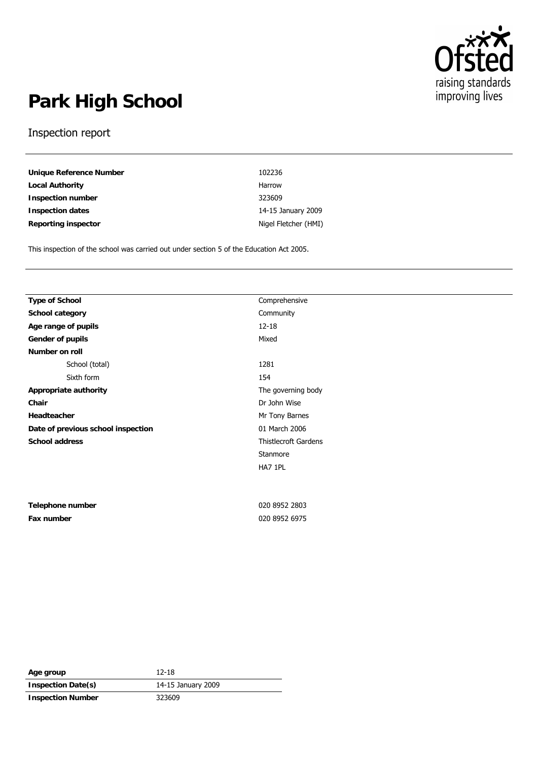# Park High School

Inspection report

| | |
|---|---|
| **Unique Reference Number** | 102236 |
| **Local Authority** | Harrow |
| **Inspection number** | 323609 |
| **Inspection dates** | 14-15 January 2009 |
| **Reporting inspector** | Nigel Fletcher (HMI) |

This inspection of the school was carried out under section 5 of the Education Act 2005.

| | |
|---|---|
| **Type of School** | Comprehensive |
| **School category** | Community |
| **Age range of pupils** | 12-18 |
| **Gender of pupils** | Mixed |
| **Number on roll** | |
| School (total) | 1281 |
| Sixth form | 154 |
| **Appropriate authority** | The governing body |
| **Chair** | Dr John Wise |
| **Headteacher** | Mr Tony Barnes |
| **Date of previous school inspection** | 01 March 2006 |
| **School address** | Thistlecroft Gardens |
| | Stanmore |
| | HA7 1PL |
| **Telephone number** | 020 8952 2803 |
| **Fax number** | 020 8952 6975 |

| | |
|---|---|
| **Age group** | 12-18 |
| **Inspection Date(s)** | 14-15 January 2009 |
| **Inspection Number** | 323609 |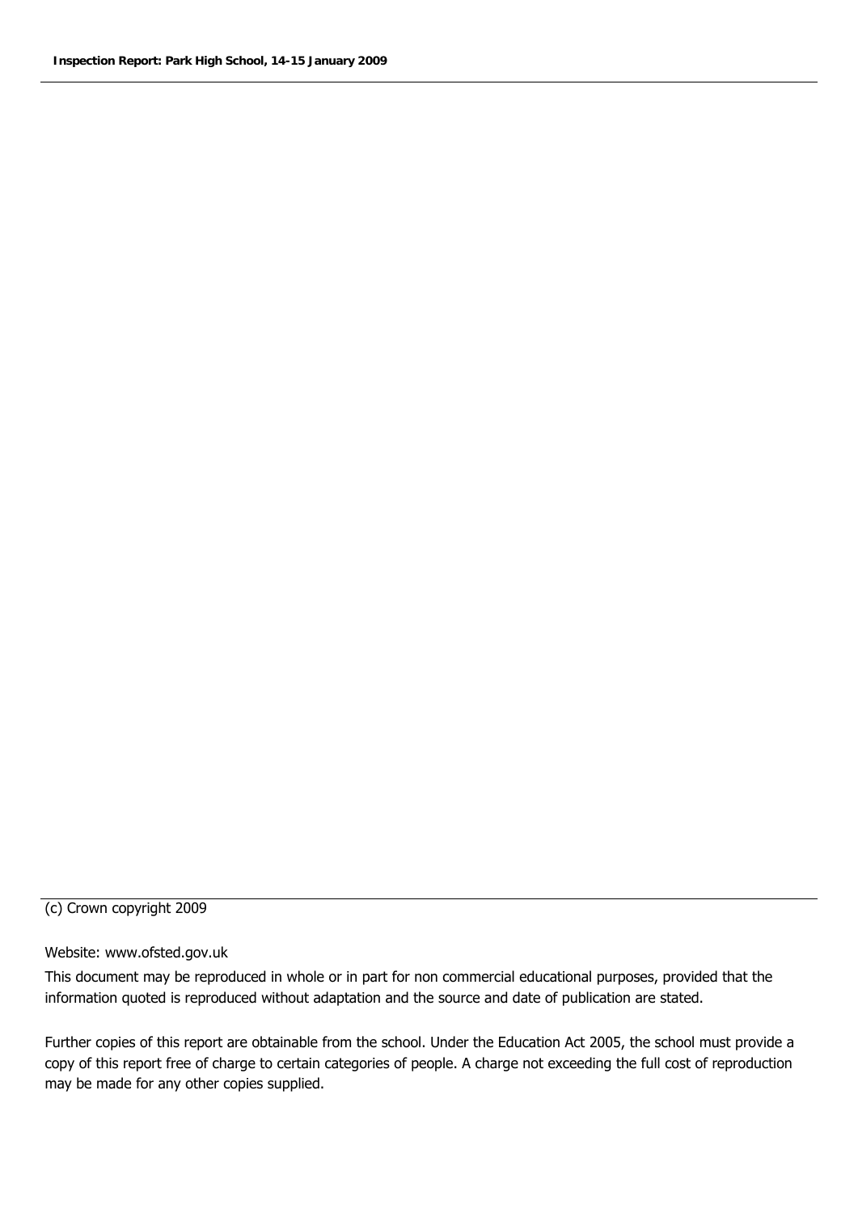(c) Crown copyright 2009

Website: www.ofsted.gov.uk

This document may be reproduced in whole or in part for non commercial educational purposes, provided that the information quoted is reproduced without adaptation and the source and date of publication are stated.

Further copies of this report are obtainable from the school. Under the Education Act 2005, the school must provide a copy of this report free of charge to certain categories of people. A charge not exceeding the full cost of reproduction may be made for any other copies supplied.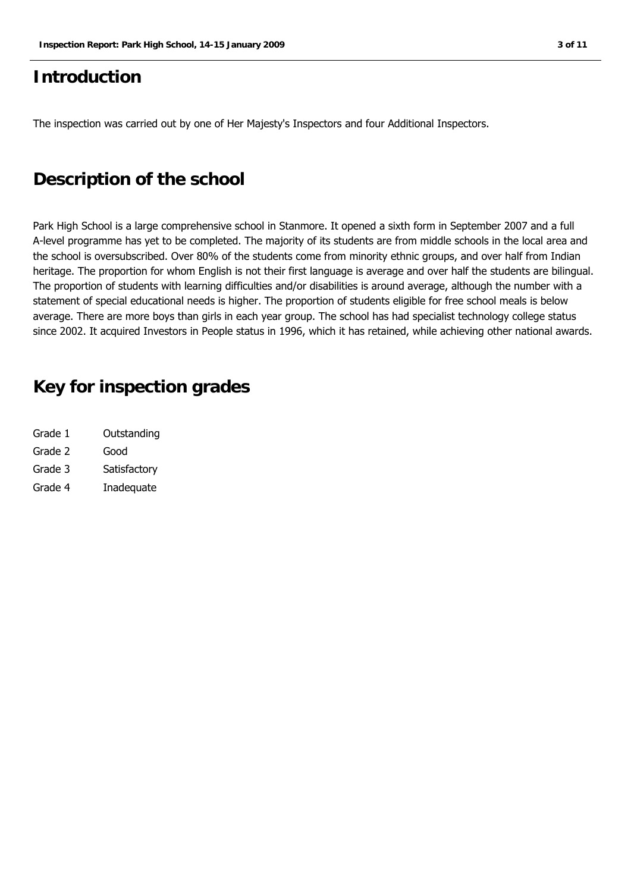# Introduction

The inspection was carried out by one of Her Majesty's Inspectors and four Additional Inspectors.

# Description of the school

Park High School is a large comprehensive school in Stanmore. It opened a sixth form in September 2007 and a full A-level programme has yet to be completed. The majority of its students are from middle schools in the local area and the school is oversubscribed. Over 80% of the students come from minority ethnic groups, and over half from Indian heritage. The proportion for whom English is not their first language is average and over half the students are bilingual. The proportion of students with learning difficulties and/or disabilities is around average, although the number with a statement of special educational needs is higher. The proportion of students eligible for free school meals is below average. There are more boys than girls in each year group. The school has had specialist technology college status since 2002. It acquired Investors in People status in 1996, which it has retained, while achieving other national awards.

# Key for inspection grades

| | |
|---|---|
| Grade 1 | Outstanding |
| Grade 2 | Good |
| Grade 3 | Satisfactory |
| Grade 4 | Inadequate |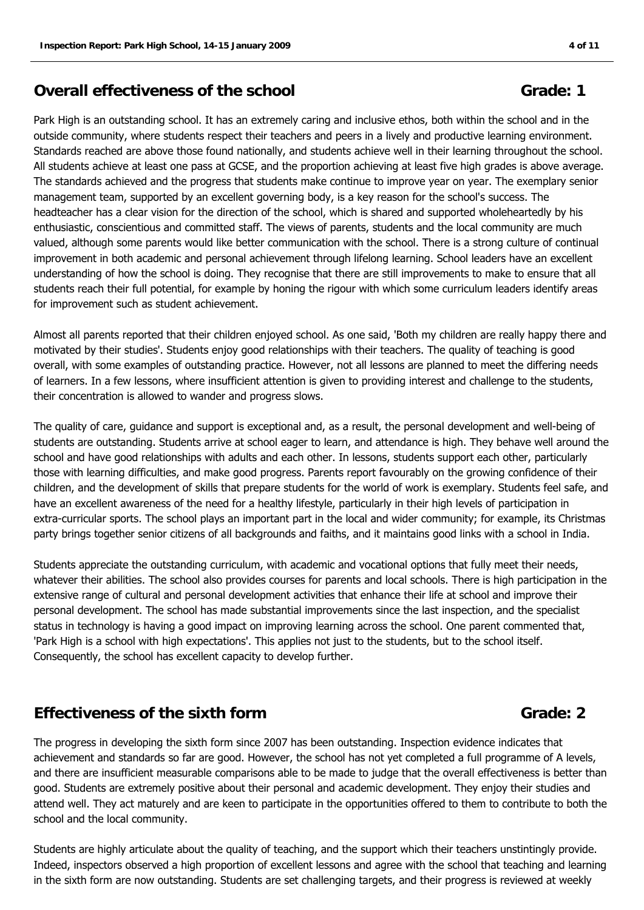## Overall effectiveness of the school — Grade: 1

Park High is an outstanding school. It has an extremely caring and inclusive ethos, both within the school and in the outside community, where students respect their teachers and peers in a lively and productive learning environment. Standards reached are above those found nationally, and students achieve well in their learning throughout the school. All students achieve at least one pass at GCSE, and the proportion achieving at least five high grades is above average. The standards achieved and the progress that students make continue to improve year on year. The exemplary senior management team, supported by an excellent governing body, is a key reason for the school's success. The headteacher has a clear vision for the direction of the school, which is shared and supported wholeheartedly by his enthusiastic, conscientious and committed staff. The views of parents, students and the local community are much valued, although some parents would like better communication with the school. There is a strong culture of continual improvement in both academic and personal achievement through lifelong learning. School leaders have an excellent understanding of how the school is doing. They recognise that there are still improvements to make to ensure that all students reach their full potential, for example by honing the rigour with which some curriculum leaders identify areas for improvement such as student achievement.

Almost all parents reported that their children enjoyed school. As one said, 'Both my children are really happy there and motivated by their studies'. Students enjoy good relationships with their teachers. The quality of teaching is good overall, with some examples of outstanding practice. However, not all lessons are planned to meet the differing needs of learners. In a few lessons, where insufficient attention is given to providing interest and challenge to the students, their concentration is allowed to wander and progress slows.

The quality of care, guidance and support is exceptional and, as a result, the personal development and well-being of students are outstanding. Students arrive at school eager to learn, and attendance is high. They behave well around the school and have good relationships with adults and each other. In lessons, students support each other, particularly those with learning difficulties, and make good progress. Parents report favourably on the growing confidence of their children, and the development of skills that prepare students for the world of work is exemplary. Students feel safe, and have an excellent awareness of the need for a healthy lifestyle, particularly in their high levels of participation in extra-curricular sports. The school plays an important part in the local and wider community; for example, its Christmas party brings together senior citizens of all backgrounds and faiths, and it maintains good links with a school in India.

Students appreciate the outstanding curriculum, with academic and vocational options that fully meet their needs, whatever their abilities. The school also provides courses for parents and local schools. There is high participation in the extensive range of cultural and personal development activities that enhance their life at school and improve their personal development. The school has made substantial improvements since the last inspection, and the specialist status in technology is having a good impact on improving learning across the school. One parent commented that, 'Park High is a school with high expectations'. This applies not just to the students, but to the school itself. Consequently, the school has excellent capacity to develop further.

## Effectiveness of the sixth form — Grade: 2

The progress in developing the sixth form since 2007 has been outstanding. Inspection evidence indicates that achievement and standards so far are good. However, the school has not yet completed a full programme of A levels, and there are insufficient measurable comparisons able to be made to judge that the overall effectiveness is better than good. Students are extremely positive about their personal and academic development. They enjoy their studies and attend well. They act maturely and are keen to participate in the opportunities offered to them to contribute to both the school and the local community.

Students are highly articulate about the quality of teaching, and the support which their teachers unstintingly provide. Indeed, inspectors observed a high proportion of excellent lessons and agree with the school that teaching and learning in the sixth form are now outstanding. Students are set challenging targets, and their progress is reviewed at weekly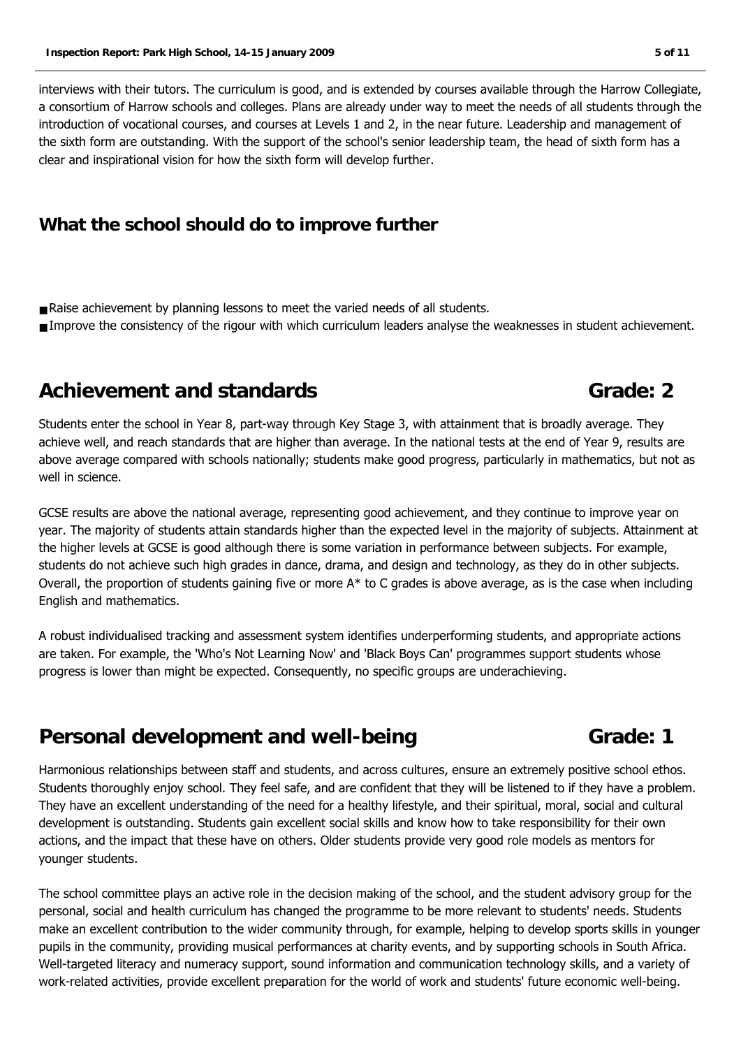interviews with their tutors. The curriculum is good, and is extended by courses available through the Harrow Collegiate, a consortium of Harrow schools and colleges. Plans are already under way to meet the needs of all students through the introduction of vocational courses, and courses at Levels 1 and 2, in the near future. Leadership and management of the sixth form are outstanding. With the support of the school's senior leadership team, the head of sixth form has a clear and inspirational vision for how the sixth form will develop further.

## What the school should do to improve further

- Raise achievement by planning lessons to meet the varied needs of all students.
- Improve the consistency of the rigour with which curriculum leaders analyse the weaknesses in student achievement.

# Achievement and standards — Grade: 2

Students enter the school in Year 8, part-way through Key Stage 3, with attainment that is broadly average. They achieve well, and reach standards that are higher than average. In the national tests at the end of Year 9, results are above average compared with schools nationally; students make good progress, particularly in mathematics, but not as well in science.

GCSE results are above the national average, representing good achievement, and they continue to improve year on year. The majority of students attain standards higher than the expected level in the majority of subjects. Attainment at the higher levels at GCSE is good although there is some variation in performance between subjects. For example, students do not achieve such high grades in dance, drama, and design and technology, as they do in other subjects. Overall, the proportion of students gaining five or more A* to C grades is above average, as is the case when including English and mathematics.

A robust individualised tracking and assessment system identifies underperforming students, and appropriate actions are taken. For example, the 'Who's Not Learning Now' and 'Black Boys Can' programmes support students whose progress is lower than might be expected. Consequently, no specific groups are underachieving.

# Personal development and well-being — Grade: 1

Harmonious relationships between staff and students, and across cultures, ensure an extremely positive school ethos. Students thoroughly enjoy school. They feel safe, and are confident that they will be listened to if they have a problem. They have an excellent understanding of the need for a healthy lifestyle, and their spiritual, moral, social and cultural development is outstanding. Students gain excellent social skills and know how to take responsibility for their own actions, and the impact that these have on others. Older students provide very good role models as mentors for younger students.

The school committee plays an active role in the decision making of the school, and the student advisory group for the personal, social and health curriculum has changed the programme to be more relevant to students' needs. Students make an excellent contribution to the wider community through, for example, helping to develop sports skills in younger pupils in the community, providing musical performances at charity events, and by supporting schools in South Africa. Well-targeted literacy and numeracy support, sound information and communication technology skills, and a variety of work-related activities, provide excellent preparation for the world of work and students' future economic well-being.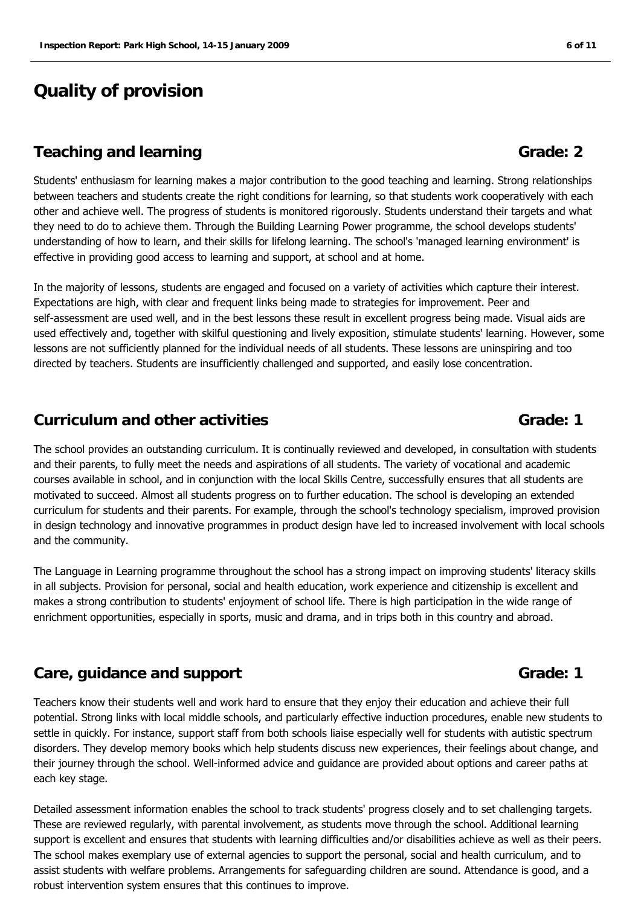# Quality of provision

## Teaching and learning — Grade: 2

Students' enthusiasm for learning makes a major contribution to the good teaching and learning. Strong relationships between teachers and students create the right conditions for learning, so that students work cooperatively with each other and achieve well. The progress of students is monitored rigorously. Students understand their targets and what they need to do to achieve them. Through the Building Learning Power programme, the school develops students' understanding of how to learn, and their skills for lifelong learning. The school's 'managed learning environment' is effective in providing good access to learning and support, at school and at home.

In the majority of lessons, students are engaged and focused on a variety of activities which capture their interest. Expectations are high, with clear and frequent links being made to strategies for improvement. Peer and self-assessment are used well, and in the best lessons these result in excellent progress being made. Visual aids are used effectively and, together with skilful questioning and lively exposition, stimulate students' learning. However, some lessons are not sufficiently planned for the individual needs of all students. These lessons are uninspiring and too directed by teachers. Students are insufficiently challenged and supported, and easily lose concentration.

## Curriculum and other activities — Grade: 1

The school provides an outstanding curriculum. It is continually reviewed and developed, in consultation with students and their parents, to fully meet the needs and aspirations of all students. The variety of vocational and academic courses available in school, and in conjunction with the local Skills Centre, successfully ensures that all students are motivated to succeed. Almost all students progress on to further education. The school is developing an extended curriculum for students and their parents. For example, through the school's technology specialism, improved provision in design technology and innovative programmes in product design have led to increased involvement with local schools and the community.

The Language in Learning programme throughout the school has a strong impact on improving students' literacy skills in all subjects. Provision for personal, social and health education, work experience and citizenship is excellent and makes a strong contribution to students' enjoyment of school life. There is high participation in the wide range of enrichment opportunities, especially in sports, music and drama, and in trips both in this country and abroad.

## Care, guidance and support — Grade: 1

Teachers know their students well and work hard to ensure that they enjoy their education and achieve their full potential. Strong links with local middle schools, and particularly effective induction procedures, enable new students to settle in quickly. For instance, support staff from both schools liaise especially well for students with autistic spectrum disorders. They develop memory books which help students discuss new experiences, their feelings about change, and their journey through the school. Well-informed advice and guidance are provided about options and career paths at each key stage.

Detailed assessment information enables the school to track students' progress closely and to set challenging targets. These are reviewed regularly, with parental involvement, as students move through the school. Additional learning support is excellent and ensures that students with learning difficulties and/or disabilities achieve as well as their peers. The school makes exemplary use of external agencies to support the personal, social and health curriculum, and to assist students with welfare problems. Arrangements for safeguarding children are sound. Attendance is good, and a robust intervention system ensures that this continues to improve.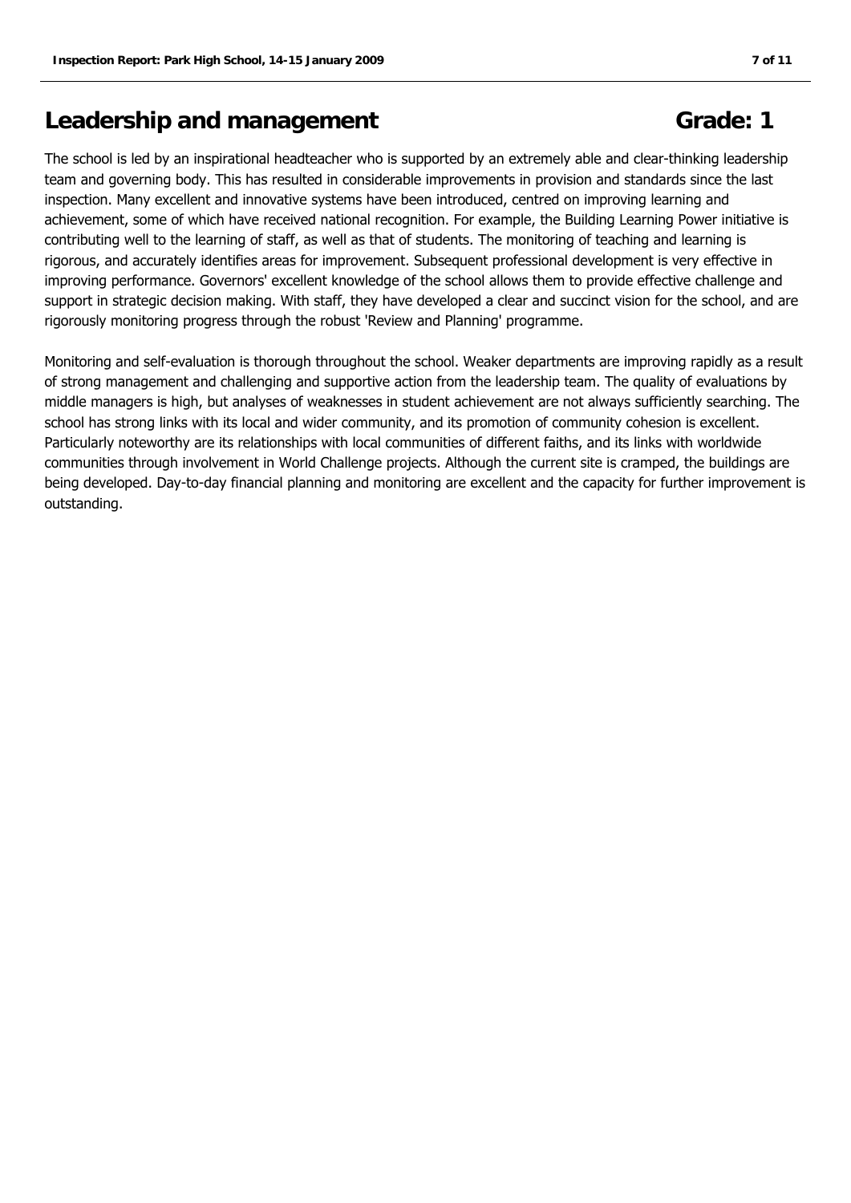## Leadership and management Grade: 1

The school is led by an inspirational headteacher who is supported by an extremely able and clear-thinking leadership team and governing body. This has resulted in considerable improvements in provision and standards since the last inspection. Many excellent and innovative systems have been introduced, centred on improving learning and achievement, some of which have received national recognition. For example, the Building Learning Power initiative is contributing well to the learning of staff, as well as that of students. The monitoring of teaching and learning is rigorous, and accurately identifies areas for improvement. Subsequent professional development is very effective in improving performance. Governors' excellent knowledge of the school allows them to provide effective challenge and support in strategic decision making. With staff, they have developed a clear and succinct vision for the school, and are rigorously monitoring progress through the robust 'Review and Planning' programme.

Monitoring and self-evaluation is thorough throughout the school. Weaker departments are improving rapidly as a result of strong management and challenging and supportive action from the leadership team. The quality of evaluations by middle managers is high, but analyses of weaknesses in student achievement are not always sufficiently searching. The school has strong links with its local and wider community, and its promotion of community cohesion is excellent. Particularly noteworthy are its relationships with local communities of different faiths, and its links with worldwide communities through involvement in World Challenge projects. Although the current site is cramped, the buildings are being developed. Day-to-day financial planning and monitoring are excellent and the capacity for further improvement is outstanding.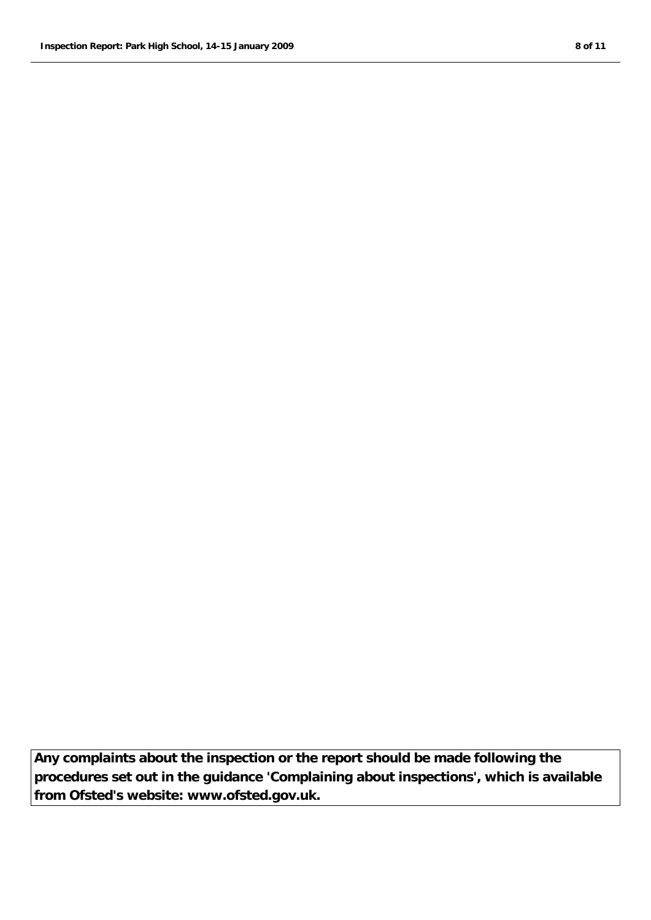**Any complaints about the inspection or the report should be made following the procedures set out in the guidance 'Complaining about inspections', which is available from Ofsted's website: www.ofsted.gov.uk.**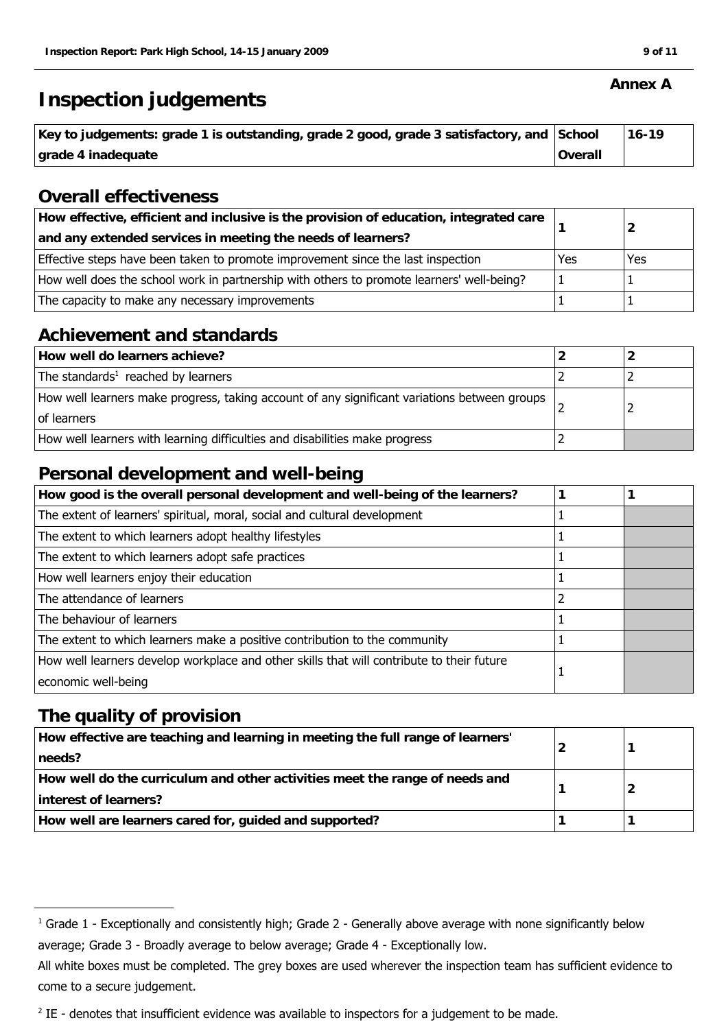Annex A

# Inspection judgements

| Key to judgements: grade 1 is outstanding, grade 2 good, grade 3 satisfactory, and grade 4 inadequate | School Overall | 16-19 |
|---|---|---|

## Overall effectiveness

| **How effective, efficient and inclusive is the provision of education, integrated care and any extended services in meeting the needs of learners?** | **1** | **2** |
|---|---|---|
| Effective steps have been taken to promote improvement since the last inspection | Yes | Yes |
| How well does the school work in partnership with others to promote learners' well-being? | 1 | 1 |
| The capacity to make any necessary improvements | 1 | 1 |

## Achievement and standards

| **How well do learners achieve?** | **2** | **2** |
|---|---|---|
| The standards[1] reached by learners | 2 | 2 |
| How well learners make progress, taking account of any significant variations between groups of learners | 2 | 2 |
| How well learners with learning difficulties and disabilities make progress | 2 | |

## Personal development and well-being

| **How good is the overall personal development and well-being of the learners?** | **1** | **1** |
|---|---|---|
| The extent of learners' spiritual, moral, social and cultural development | 1 | |
| The extent to which learners adopt healthy lifestyles | 1 | |
| The extent to which learners adopt safe practices | 1 | |
| How well learners enjoy their education | 1 | |
| The attendance of learners | 2 | |
| The behaviour of learners | 1 | |
| The extent to which learners make a positive contribution to the community | 1 | |
| How well learners develop workplace and other skills that will contribute to their future economic well-being | 1 | |

## The quality of provision

| **How effective are teaching and learning in meeting the full range of learners' needs?** | **2** | **1** |
|---|---|---|
| **How well do the curriculum and other activities meet the range of needs and interest of learners?** | **1** | **2** |
| **How well are learners cared for, guided and supported?** | **1** | **1** |

---

[1] Grade 1 - Exceptionally and consistently high; Grade 2 - Generally above average with none significantly below average; Grade 3 - Broadly average to below average; Grade 4 - Exceptionally low.

All white boxes must be completed. The grey boxes are used wherever the inspection team has sufficient evidence to come to a secure judgement.

[2] IE - denotes that insufficient evidence was available to inspectors for a judgement to be made.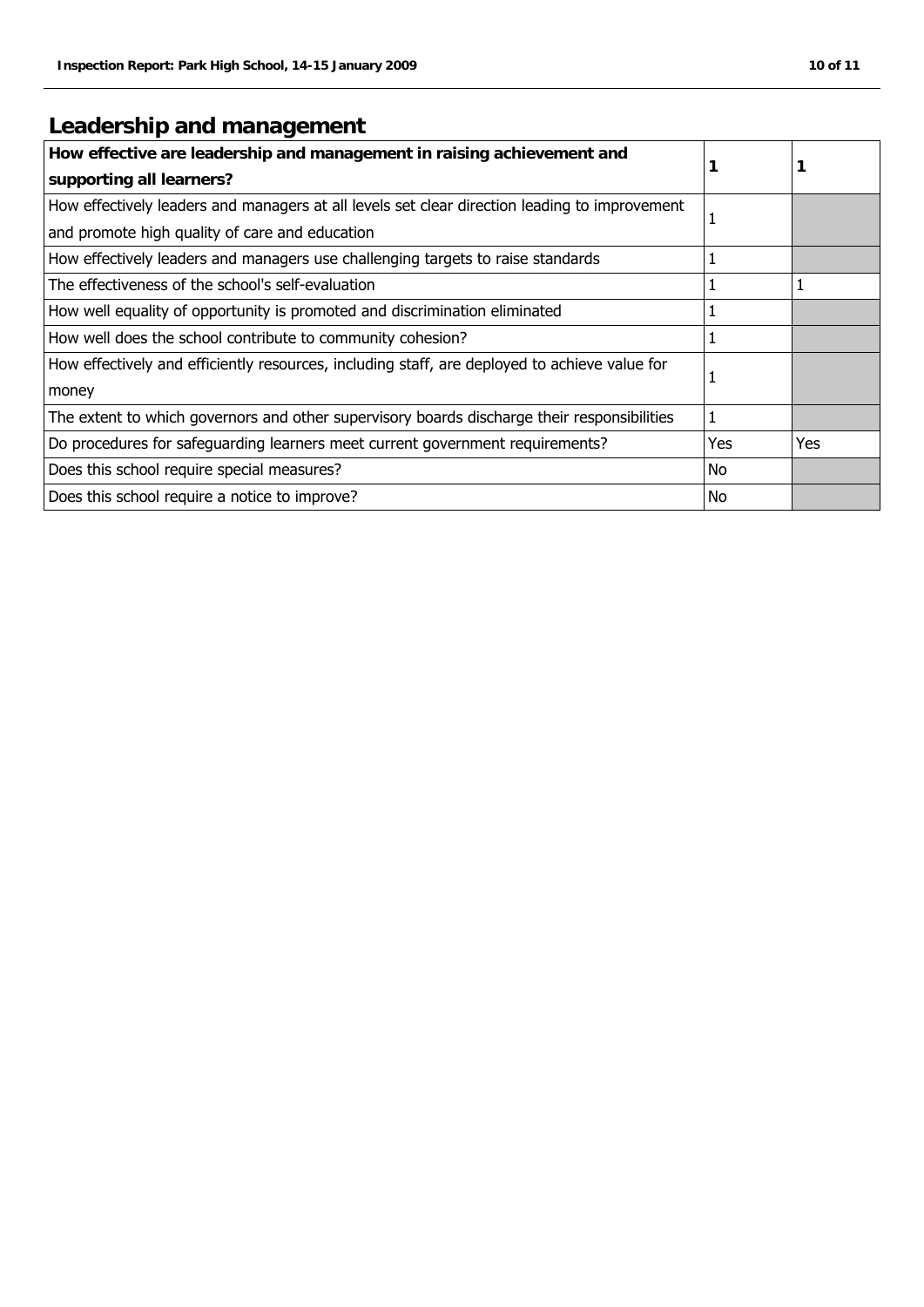## Leadership and management

| **How effective are leadership and management in raising achievement and supporting all learners?** | **1** | **1** |
|---|---|---|
| How effectively leaders and managers at all levels set clear direction leading to improvement and promote high quality of care and education | 1 | |
| How effectively leaders and managers use challenging targets to raise standards | 1 | |
| The effectiveness of the school's self-evaluation | 1 | 1 |
| How well equality of opportunity is promoted and discrimination eliminated | 1 | |
| How well does the school contribute to community cohesion? | 1 | |
| How effectively and efficiently resources, including staff, are deployed to achieve value for money | 1 | |
| The extent to which governors and other supervisory boards discharge their responsibilities | 1 | |
| Do procedures for safeguarding learners meet current government requirements? | Yes | Yes |
| Does this school require special measures? | No | |
| Does this school require a notice to improve? | No | |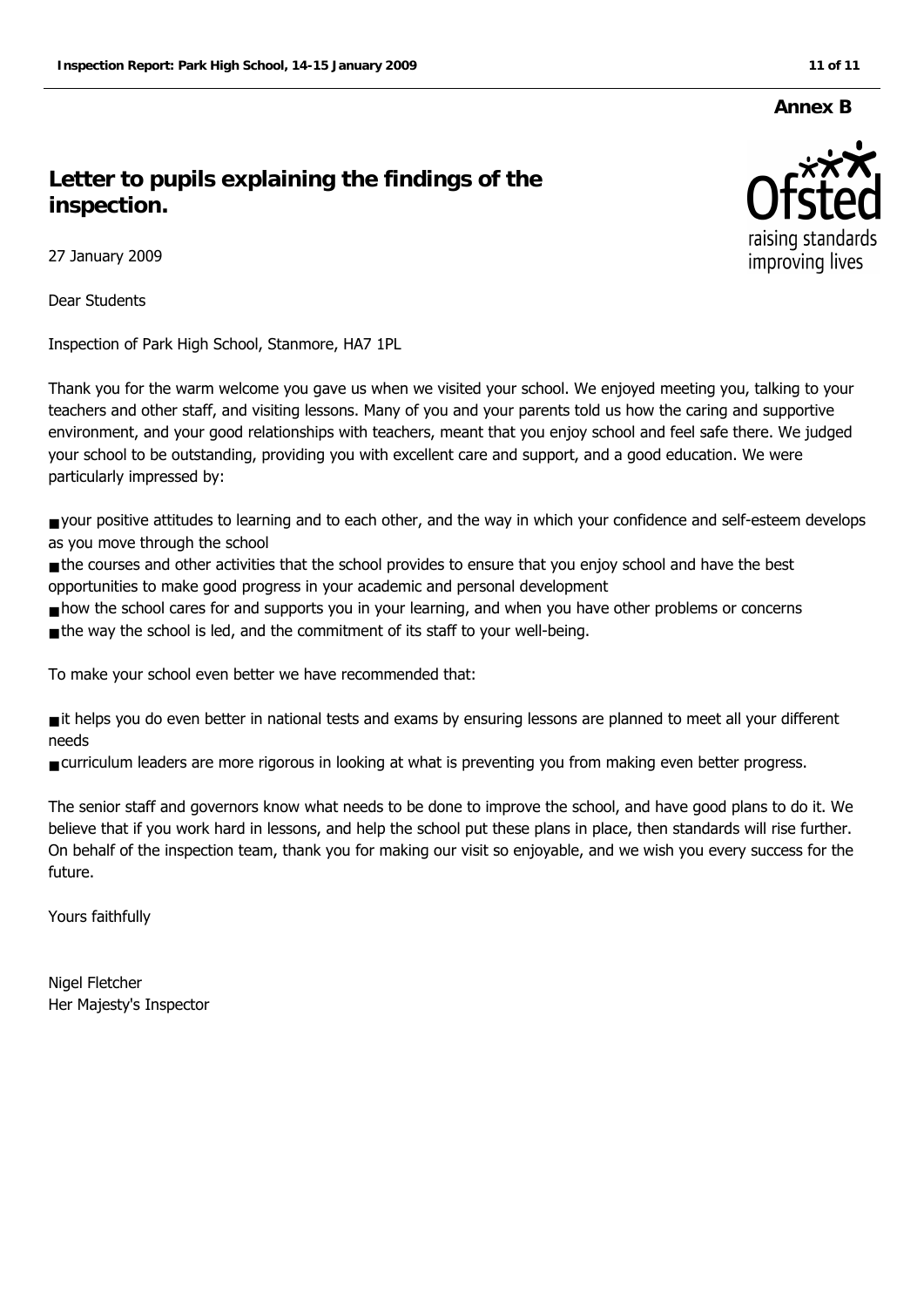**Annex B**

## Letter to pupils explaining the findings of the inspection.

27 January 2009

Dear Students

Inspection of Park High School, Stanmore, HA7 1PL

Thank you for the warm welcome you gave us when we visited your school. We enjoyed meeting you, talking to your teachers and other staff, and visiting lessons. Many of you and your parents told us how the caring and supportive environment, and your good relationships with teachers, meant that you enjoy school and feel safe there. We judged your school to be outstanding, providing you with excellent care and support, and a good education. We were particularly impressed by:

- your positive attitudes to learning and to each other, and the way in which your confidence and self-esteem develops as you move through the school
- the courses and other activities that the school provides to ensure that you enjoy school and have the best opportunities to make good progress in your academic and personal development
- how the school cares for and supports you in your learning, and when you have other problems or concerns
- the way the school is led, and the commitment of its staff to your well-being.

To make your school even better we have recommended that:

- it helps you do even better in national tests and exams by ensuring lessons are planned to meet all your different needs
- curriculum leaders are more rigorous in looking at what is preventing you from making even better progress.

The senior staff and governors know what needs to be done to improve the school, and have good plans to do it. We believe that if you work hard in lessons, and help the school put these plans in place, then standards will rise further. On behalf of the inspection team, thank you for making our visit so enjoyable, and we wish you every success for the future.

Yours faithfully

Nigel Fletcher
Her Majesty's Inspector